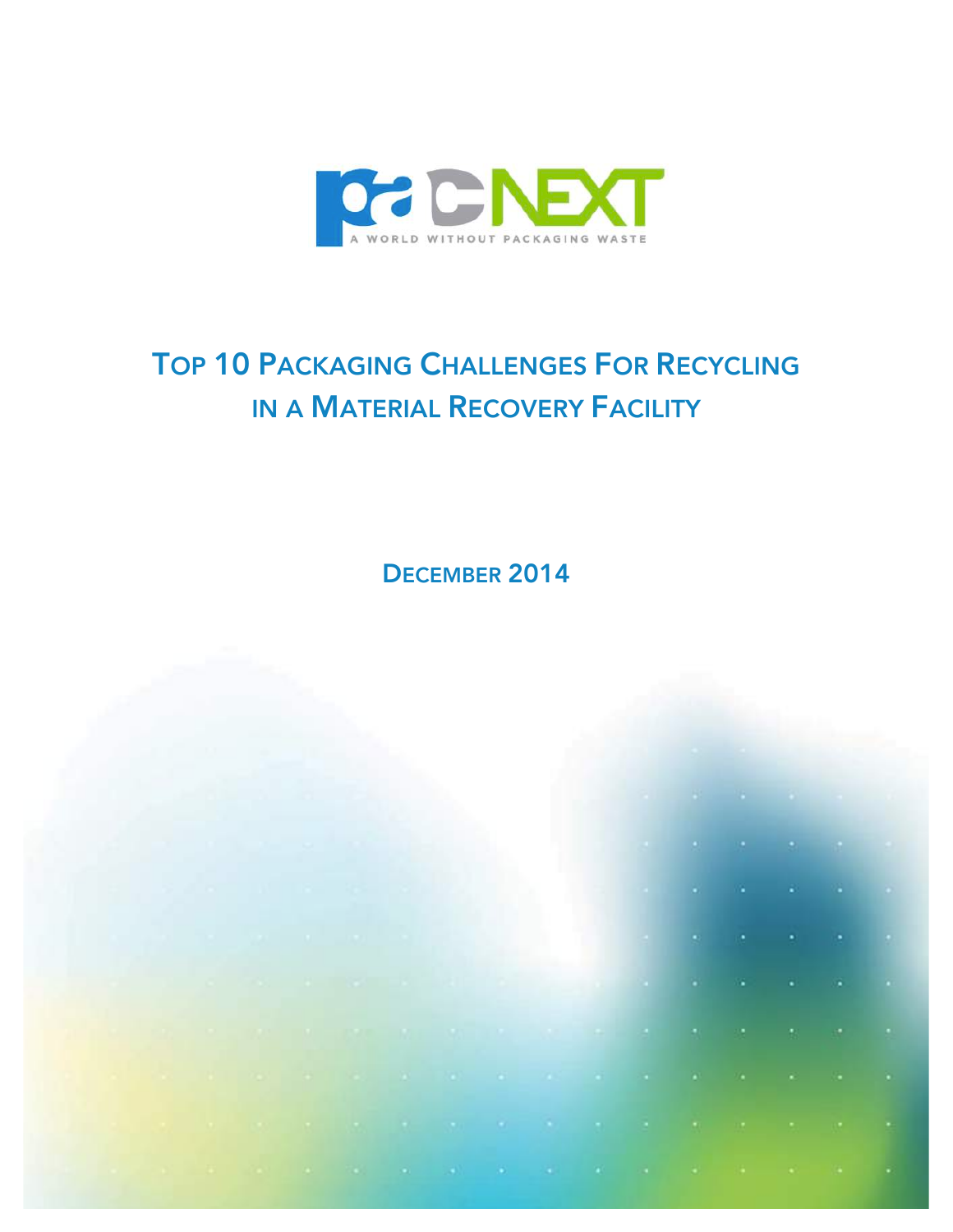PAC NEXT

A WORLD WITHOUT PACKAGING WASTE

# Top 10 Packaging Challenges For Recycling in a Material Recovery Facility

December 2014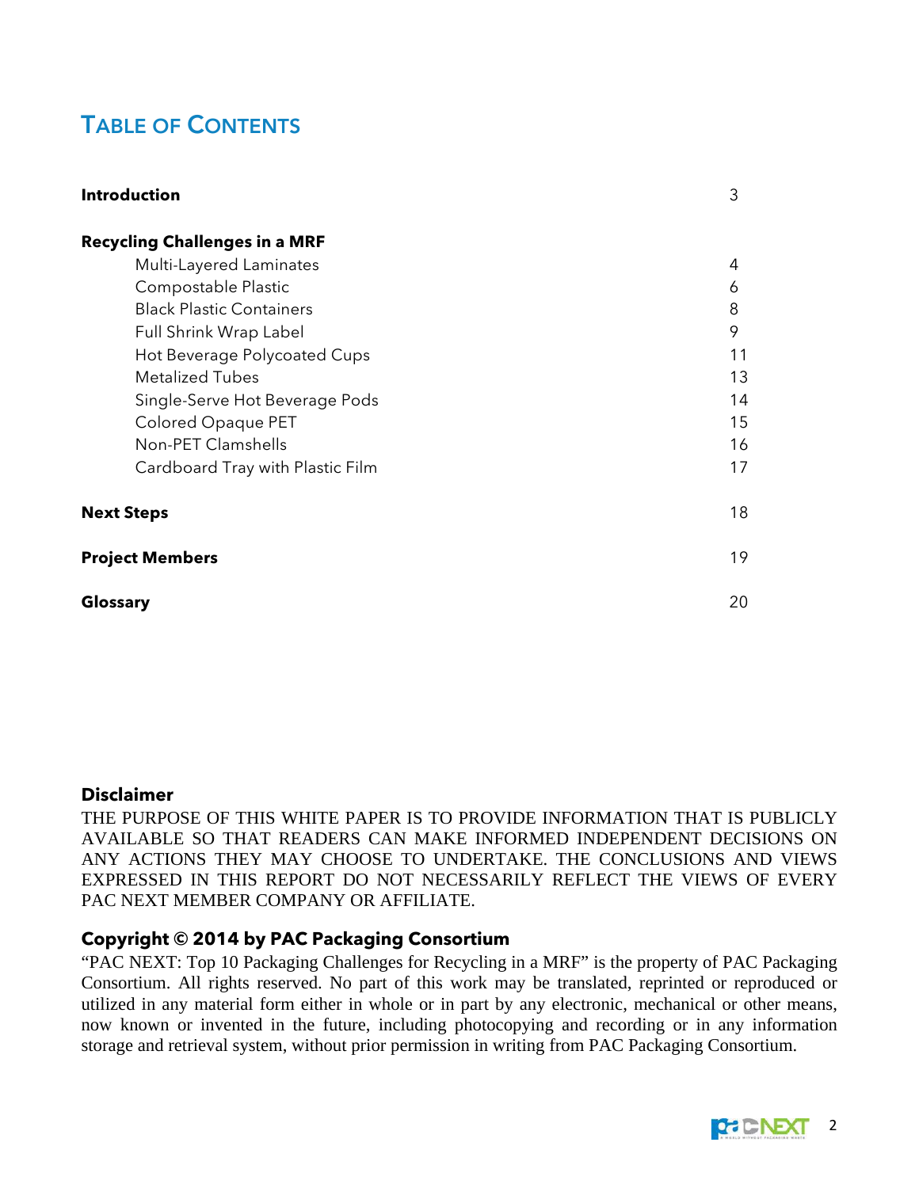# Table of Contents

| | |
|---|---|
| **Introduction** | 3 |
| **Recycling Challenges in a MRF** | |
| Multi-Layered Laminates | 4 |
| Compostable Plastic | 6 |
| Black Plastic Containers | 8 |
| Full Shrink Wrap Label | 9 |
| Hot Beverage Polycoated Cups | 11 |
| Metalized Tubes | 13 |
| Single-Serve Hot Beverage Pods | 14 |
| Colored Opaque PET | 15 |
| Non-PET Clamshells | 16 |
| Cardboard Tray with Plastic Film | 17 |
| **Next Steps** | 18 |
| **Project Members** | 19 |
| **Glossary** | 20 |

**Disclaimer**

THE PURPOSE OF THIS WHITE PAPER IS TO PROVIDE INFORMATION THAT IS PUBLICLY AVAILABLE SO THAT READERS CAN MAKE INFORMED INDEPENDENT DECISIONS ON ANY ACTIONS THEY MAY CHOOSE TO UNDERTAKE. THE CONCLUSIONS AND VIEWS EXPRESSED IN THIS REPORT DO NOT NECESSARILY REFLECT THE VIEWS OF EVERY PAC NEXT MEMBER COMPANY OR AFFILIATE.

**Copyright © 2014 by PAC Packaging Consortium**

"PAC NEXT: Top 10 Packaging Challenges for Recycling in a MRF" is the property of PAC Packaging Consortium. All rights reserved. No part of this work may be translated, reprinted or reproduced or utilized in any material form either in whole or in part by any electronic, mechanical or other means, now known or invented in the future, including photocopying and recording or in any information storage and retrieval system, without prior permission in writing from PAC Packaging Consortium.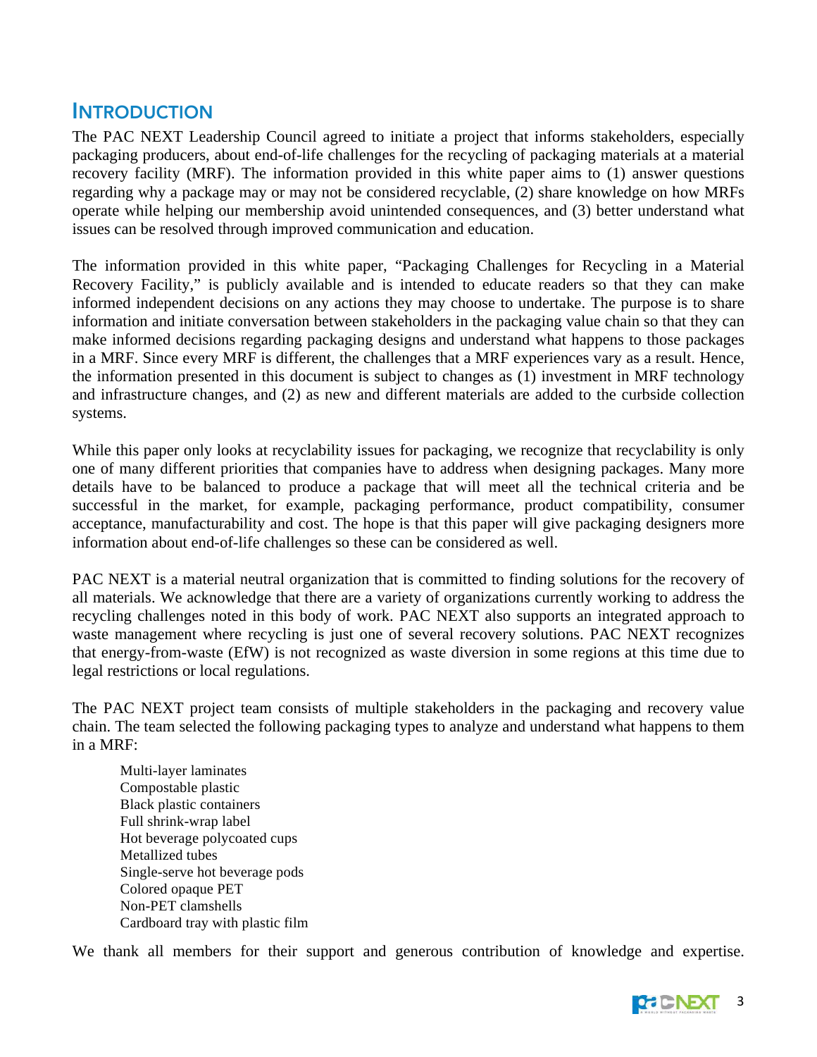# Introduction

The PAC NEXT Leadership Council agreed to initiate a project that informs stakeholders, especially packaging producers, about end-of-life challenges for the recycling of packaging materials at a material recovery facility (MRF). The information provided in this white paper aims to (1) answer questions regarding why a package may or may not be considered recyclable, (2) share knowledge on how MRFs operate while helping our membership avoid unintended consequences, and (3) better understand what issues can be resolved through improved communication and education.

The information provided in this white paper, "Packaging Challenges for Recycling in a Material Recovery Facility," is publicly available and is intended to educate readers so that they can make informed independent decisions on any actions they may choose to undertake. The purpose is to share information and initiate conversation between stakeholders in the packaging value chain so that they can make informed decisions regarding packaging designs and understand what happens to those packages in a MRF. Since every MRF is different, the challenges that a MRF experiences vary as a result. Hence, the information presented in this document is subject to changes as (1) investment in MRF technology and infrastructure changes, and (2) as new and different materials are added to the curbside collection systems.

While this paper only looks at recyclability issues for packaging, we recognize that recyclability is only one of many different priorities that companies have to address when designing packages. Many more details have to be balanced to produce a package that will meet all the technical criteria and be successful in the market, for example, packaging performance, product compatibility, consumer acceptance, manufacturability and cost. The hope is that this paper will give packaging designers more information about end-of-life challenges so these can be considered as well.

PAC NEXT is a material neutral organization that is committed to finding solutions for the recovery of all materials. We acknowledge that there are a variety of organizations currently working to address the recycling challenges noted in this body of work. PAC NEXT also supports an integrated approach to waste management where recycling is just one of several recovery solutions. PAC NEXT recognizes that energy-from-waste (EfW) is not recognized as waste diversion in some regions at this time due to legal restrictions or local regulations.

The PAC NEXT project team consists of multiple stakeholders in the packaging and recovery value chain. The team selected the following packaging types to analyze and understand what happens to them in a MRF:

- Multi-layer laminates
- Compostable plastic
- Black plastic containers
- Full shrink-wrap label
- Hot beverage polycoated cups
- Metallized tubes
- Single-serve hot beverage pods
- Colored opaque PET
- Non-PET clamshells
- Cardboard tray with plastic film

We thank all members for their support and generous contribution of knowledge and expertise.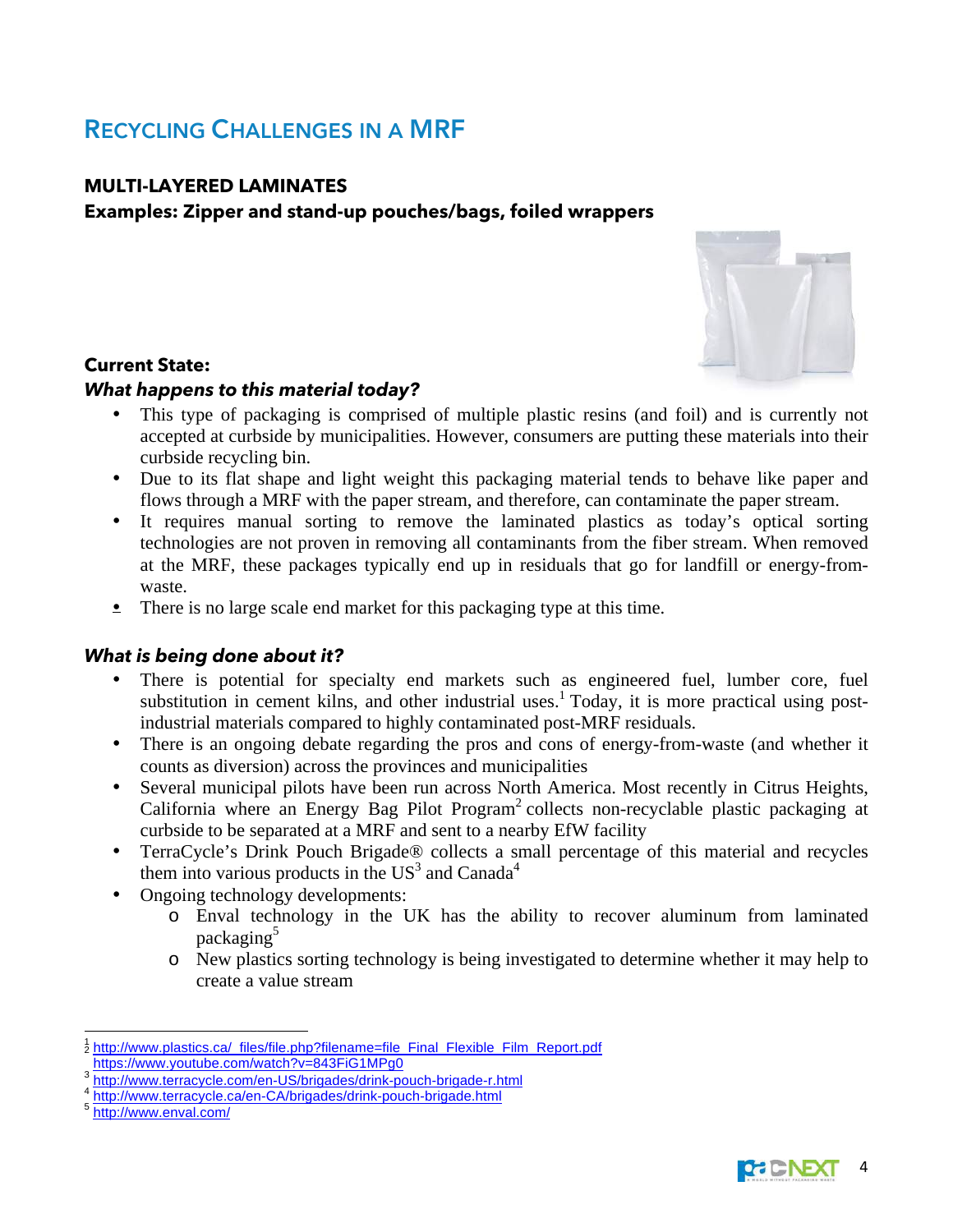# Recycling Challenges in a MRF

## MULTI-LAYERED LAMINATES

**Examples: Zipper and stand-up pouches/bags, foiled wrappers**

**Current State:**

***What happens to this material today?***

- This type of packaging is comprised of multiple plastic resins (and foil) and is currently not accepted at curbside by municipalities. However, consumers are putting these materials into their curbside recycling bin.
- Due to its flat shape and light weight this packaging material tends to behave like paper and flows through a MRF with the paper stream, and therefore, can contaminate the paper stream.
- It requires manual sorting to remove the laminated plastics as today's optical sorting technologies are not proven in removing all contaminants from the fiber stream. When removed at the MRF, these packages typically end up in residuals that go for landfill or energy-from-waste.
- There is no large scale end market for this packaging type at this time.

***What is being done about it?***

- There is potential for specialty end markets such as engineered fuel, lumber core, fuel substitution in cement kilns, and other industrial uses.[1] Today, it is more practical using post-industrial materials compared to highly contaminated post-MRF residuals.
- There is an ongoing debate regarding the pros and cons of energy-from-waste (and whether it counts as diversion) across the provinces and municipalities
- Several municipal pilots have been run across North America. Most recently in Citrus Heights, California where an Energy Bag Pilot Program[2] collects non-recyclable plastic packaging at curbside to be separated at a MRF and sent to a nearby EfW facility
- TerraCycle's Drink Pouch Brigade® collects a small percentage of this material and recycles them into various products in the US[3] and Canada[4]
- Ongoing technology developments:
  - Enval technology in the UK has the ability to recover aluminum from laminated packaging[5]
  - New plastics sorting technology is being investigated to determine whether it may help to create a value stream

---

[1] http://www.plastics.ca/_files/file.php?filename=file_Final_Flexible_Film_Report.pdf

[2] https://www.youtube.com/watch?v=843FiG1MPg0

[3] http://www.terracycle.com/en-US/brigades/drink-pouch-brigade-r.html

[4] http://www.terracycle.ca/en-CA/brigades/drink-pouch-brigade.html

[5] http://www.enval.com/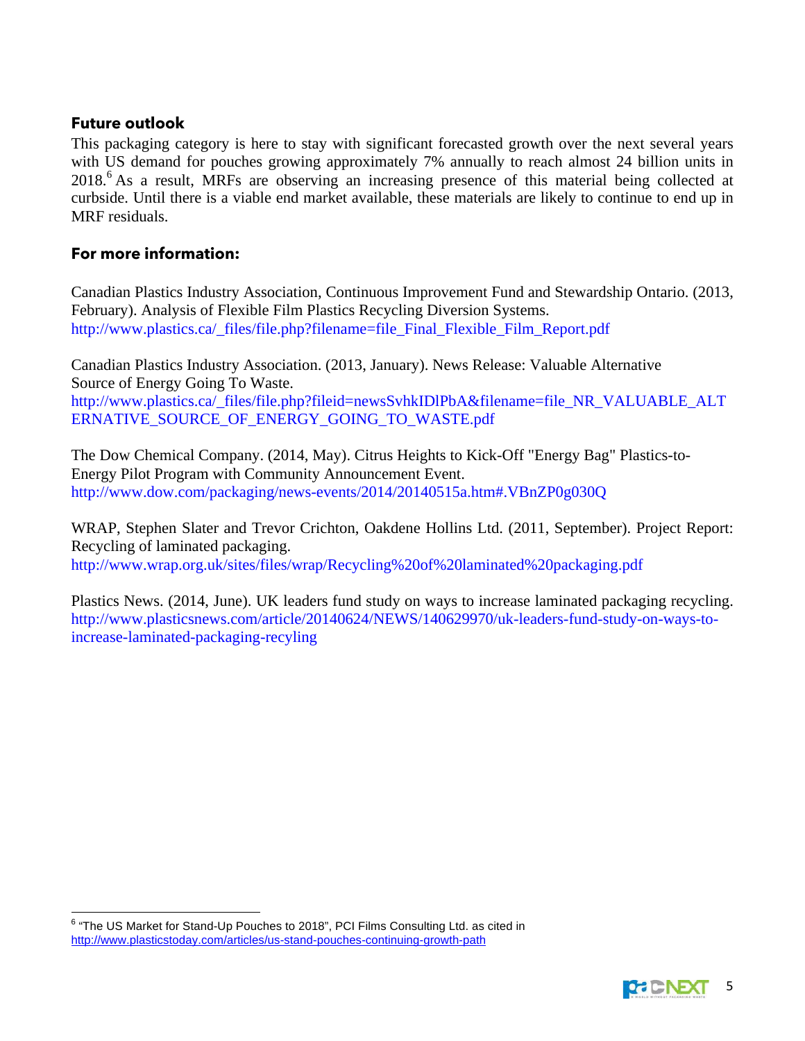## Future outlook

This packaging category is here to stay with significant forecasted growth over the next several years with US demand for pouches growing approximately 7% annually to reach almost 24 billion units in 2018.[6] As a result, MRFs are observing an increasing presence of this material being collected at curbside. Until there is a viable end market available, these materials are likely to continue to end up in MRF residuals.

## For more information:

Canadian Plastics Industry Association, Continuous Improvement Fund and Stewardship Ontario. (2013, February). Analysis of Flexible Film Plastics Recycling Diversion Systems. http://www.plastics.ca/_files/file.php?filename=file_Final_Flexible_Film_Report.pdf

Canadian Plastics Industry Association. (2013, January). News Release: Valuable Alternative Source of Energy Going To Waste. http://www.plastics.ca/_files/file.php?fileid=newsSvhkIDlPbA&filename=file_NR_VALUABLE_ALTERNATIVE_SOURCE_OF_ENERGY_GOING_TO_WASTE.pdf

The Dow Chemical Company. (2014, May). Citrus Heights to Kick-Off "Energy Bag" Plastics-to-Energy Pilot Program with Community Announcement Event. http://www.dow.com/packaging/news-events/2014/20140515a.htm#.VBnZP0g030Q

WRAP, Stephen Slater and Trevor Crichton, Oakdene Hollins Ltd. (2011, September). Project Report: Recycling of laminated packaging. http://www.wrap.org.uk/sites/files/wrap/Recycling%20of%20laminated%20packaging.pdf

Plastics News. (2014, June). UK leaders fund study on ways to increase laminated packaging recycling. http://www.plasticsnews.com/article/20140624/NEWS/140629970/uk-leaders-fund-study-on-ways-to-increase-laminated-packaging-recyling

---

[6] "The US Market for Stand-Up Pouches to 2018", PCI Films Consulting Ltd. as cited in http://www.plasticstoday.com/articles/us-stand-pouches-continuing-growth-path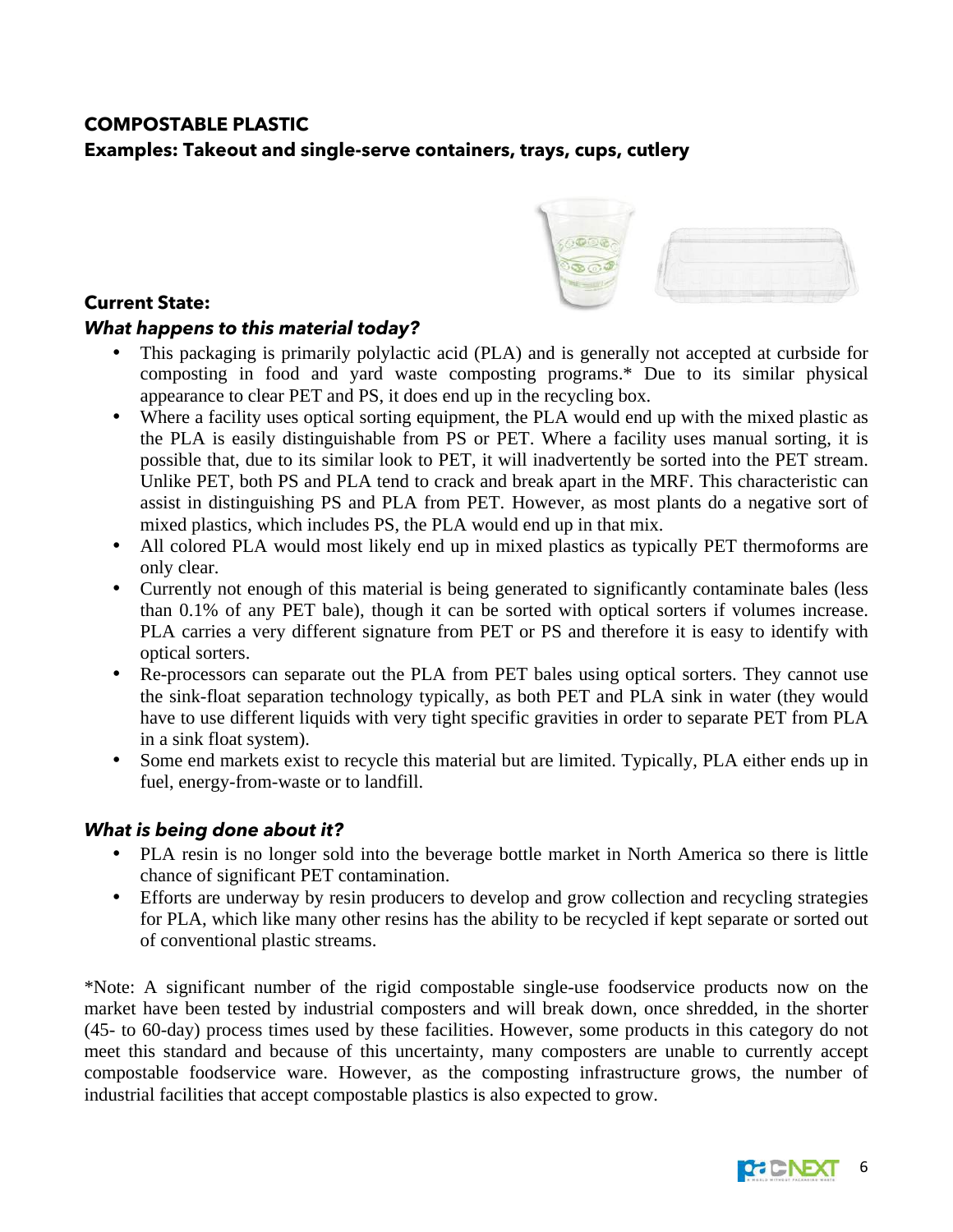## COMPOSTABLE PLASTIC

### Examples: Takeout and single-serve containers, trays, cups, cutlery

### Current State:

#### *What happens to this material today?*

- This packaging is primarily polylactic acid (PLA) and is generally not accepted at curbside for composting in food and yard waste composting programs.* Due to its similar physical appearance to clear PET and PS, it does end up in the recycling box.
- Where a facility uses optical sorting equipment, the PLA would end up with the mixed plastic as the PLA is easily distinguishable from PS or PET. Where a facility uses manual sorting, it is possible that, due to its similar look to PET, it will inadvertently be sorted into the PET stream. Unlike PET, both PS and PLA tend to crack and break apart in the MRF. This characteristic can assist in distinguishing PS and PLA from PET. However, as most plants do a negative sort of mixed plastics, which includes PS, the PLA would end up in that mix.
- All colored PLA would most likely end up in mixed plastics as typically PET thermoforms are only clear.
- Currently not enough of this material is being generated to significantly contaminate bales (less than 0.1% of any PET bale), though it can be sorted with optical sorters if volumes increase. PLA carries a very different signature from PET or PS and therefore it is easy to identify with optical sorters.
- Re-processors can separate out the PLA from PET bales using optical sorters. They cannot use the sink-float separation technology typically, as both PET and PLA sink in water (they would have to use different liquids with very tight specific gravities in order to separate PET from PLA in a sink float system).
- Some end markets exist to recycle this material but are limited. Typically, PLA either ends up in fuel, energy-from-waste or to landfill.

#### *What is being done about it?*

- PLA resin is no longer sold into the beverage bottle market in North America so there is little chance of significant PET contamination.
- Efforts are underway by resin producers to develop and grow collection and recycling strategies for PLA, which like many other resins has the ability to be recycled if kept separate or sorted out of conventional plastic streams.

*Note: A significant number of the rigid compostable single-use foodservice products now on the market have been tested by industrial composters and will break down, once shredded, in the shorter (45- to 60-day) process times used by these facilities. However, some products in this category do not meet this standard and because of this uncertainty, many composters are unable to currently accept compostable foodservice ware. However, as the composting infrastructure grows, the number of industrial facilities that accept compostable plastics is also expected to grow.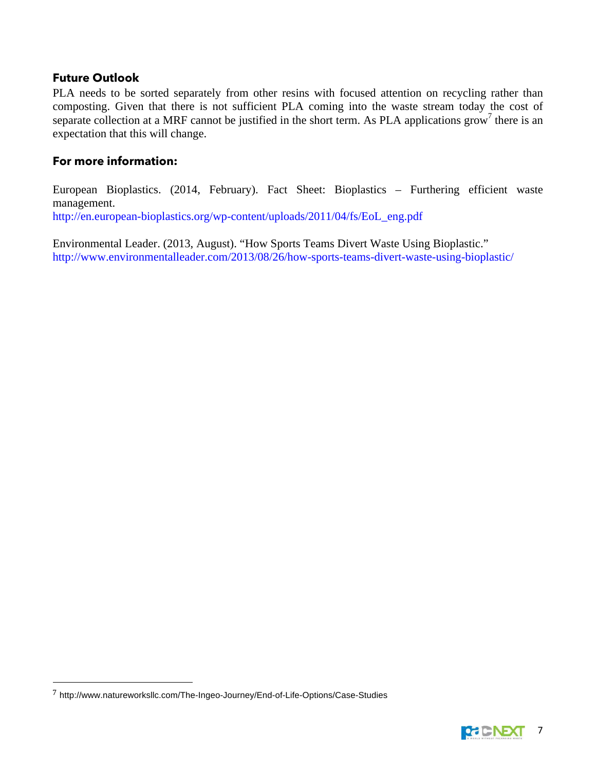## Future Outlook

PLA needs to be sorted separately from other resins with focused attention on recycling rather than composting. Given that there is not sufficient PLA coming into the waste stream today the cost of separate collection at a MRF cannot be justified in the short term. As PLA applications grow[7] there is an expectation that this will change.

## For more information:

European Bioplastics. (2014, February). Fact Sheet: Bioplastics – Furthering efficient waste management.
http://en.european-bioplastics.org/wp-content/uploads/2011/04/fs/EoL_eng.pdf

Environmental Leader. (2013, August). "How Sports Teams Divert Waste Using Bioplastic."
http://www.environmentalleader.com/2013/08/26/how-sports-teams-divert-waste-using-bioplastic/

---

[7] http://www.natureworksllc.com/The-Ingeo-Journey/End-of-Life-Options/Case-Studies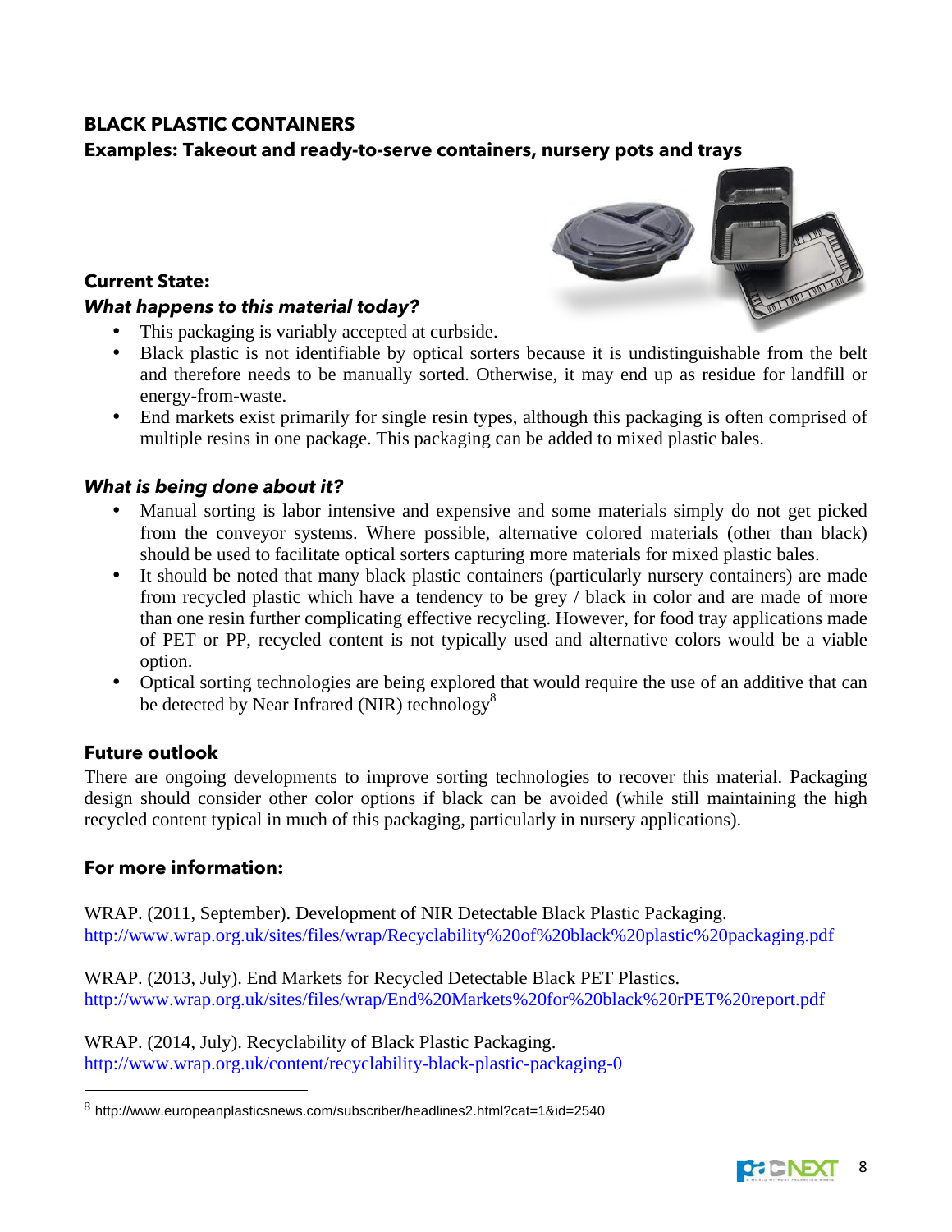## BLACK PLASTIC CONTAINERS

**Examples: Takeout and ready-to-serve containers, nursery pots and trays**

### Current State:

#### *What happens to this material today?*

- This packaging is variably accepted at curbside.
- Black plastic is not identifiable by optical sorters because it is undistinguishable from the belt and therefore needs to be manually sorted. Otherwise, it may end up as residue for landfill or energy-from-waste.
- End markets exist primarily for single resin types, although this packaging is often comprised of multiple resins in one package. This packaging can be added to mixed plastic bales.

#### *What is being done about it?*

- Manual sorting is labor intensive and expensive and some materials simply do not get picked from the conveyor systems. Where possible, alternative colored materials (other than black) should be used to facilitate optical sorters capturing more materials for mixed plastic bales.
- It should be noted that many black plastic containers (particularly nursery containers) are made from recycled plastic which have a tendency to be grey / black in color and are made of more than one resin further complicating effective recycling. However, for food tray applications made of PET or PP, recycled content is not typically used and alternative colors would be a viable option.
- Optical sorting technologies are being explored that would require the use of an additive that can be detected by Near Infrared (NIR) technology[8]

### Future outlook

There are ongoing developments to improve sorting technologies to recover this material. Packaging design should consider other color options if black can be avoided (while still maintaining the high recycled content typical in much of this packaging, particularly in nursery applications).

### For more information:

WRAP. (2011, September). Development of NIR Detectable Black Plastic Packaging.
http://www.wrap.org.uk/sites/files/wrap/Recyclability%20of%20black%20plastic%20packaging.pdf

WRAP. (2013, July). End Markets for Recycled Detectable Black PET Plastics.
http://www.wrap.org.uk/sites/files/wrap/End%20Markets%20for%20black%20rPET%20report.pdf

WRAP. (2014, July). Recyclability of Black Plastic Packaging.
http://www.wrap.org.uk/content/recyclability-black-plastic-packaging-0

---

[8] http://www.europeanplasticsnews.com/subscriber/headlines2.html?cat=1&id=2540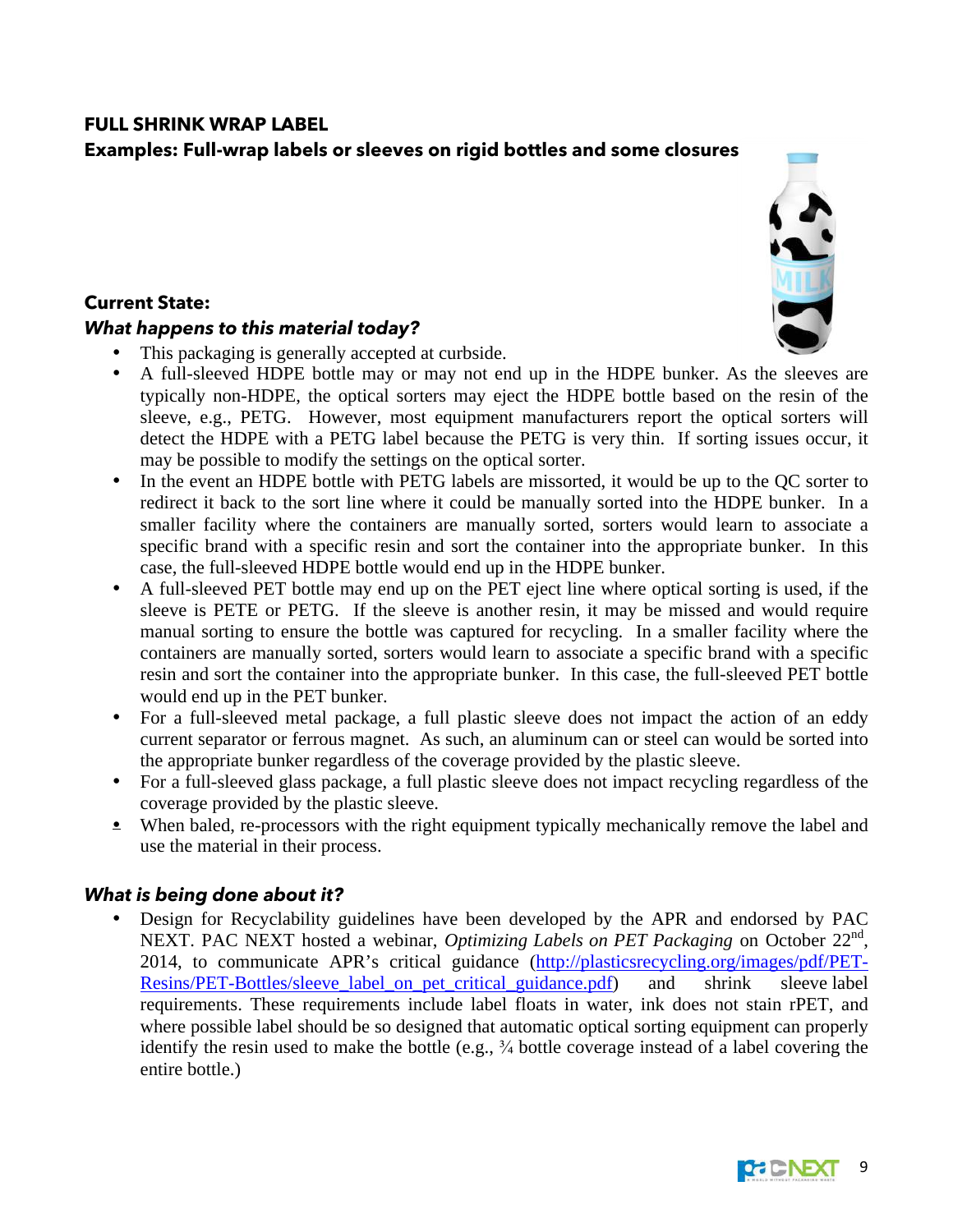## FULL SHRINK WRAP LABEL

**Examples: Full-wrap labels or sleeves on rigid bottles and some closures**

### Current State:

***What happens to this material today?***

- This packaging is generally accepted at curbside.
- A full-sleeved HDPE bottle may or may not end up in the HDPE bunker. As the sleeves are typically non-HDPE, the optical sorters may eject the HDPE bottle based on the resin of the sleeve, e.g., PETG. However, most equipment manufacturers report the optical sorters will detect the HDPE with a PETG label because the PETG is very thin. If sorting issues occur, it may be possible to modify the settings on the optical sorter.
- In the event an HDPE bottle with PETG labels are missorted, it would be up to the QC sorter to redirect it back to the sort line where it could be manually sorted into the HDPE bunker. In a smaller facility where the containers are manually sorted, sorters would learn to associate a specific brand with a specific resin and sort the container into the appropriate bunker. In this case, the full-sleeved HDPE bottle would end up in the HDPE bunker.
- A full-sleeved PET bottle may end up on the PET eject line where optical sorting is used, if the sleeve is PETE or PETG. If the sleeve is another resin, it may be missed and would require manual sorting to ensure the bottle was captured for recycling. In a smaller facility where the containers are manually sorted, sorters would learn to associate a specific brand with a specific resin and sort the container into the appropriate bunker. In this case, the full-sleeved PET bottle would end up in the PET bunker.
- For a full-sleeved metal package, a full plastic sleeve does not impact the action of an eddy current separator or ferrous magnet. As such, an aluminum can or steel can would be sorted into the appropriate bunker regardless of the coverage provided by the plastic sleeve.
- For a full-sleeved glass package, a full plastic sleeve does not impact recycling regardless of the coverage provided by the plastic sleeve.
- When baled, re-processors with the right equipment typically mechanically remove the label and use the material in their process.

***What is being done about it?***

- Design for Recyclability guidelines have been developed by the APR and endorsed by PAC NEXT. PAC NEXT hosted a webinar, *Optimizing Labels on PET Packaging* on October 22nd, 2014, to communicate APR's critical guidance (http://plasticsrecycling.org/images/pdf/PET-Resins/PET-Bottles/sleeve_label_on_pet_critical_guidance.pdf) and shrink sleeve label requirements. These requirements include label floats in water, ink does not stain rPET, and where possible label should be so designed that automatic optical sorting equipment can properly identify the resin used to make the bottle (e.g., ¾ bottle coverage instead of a label covering the entire bottle.)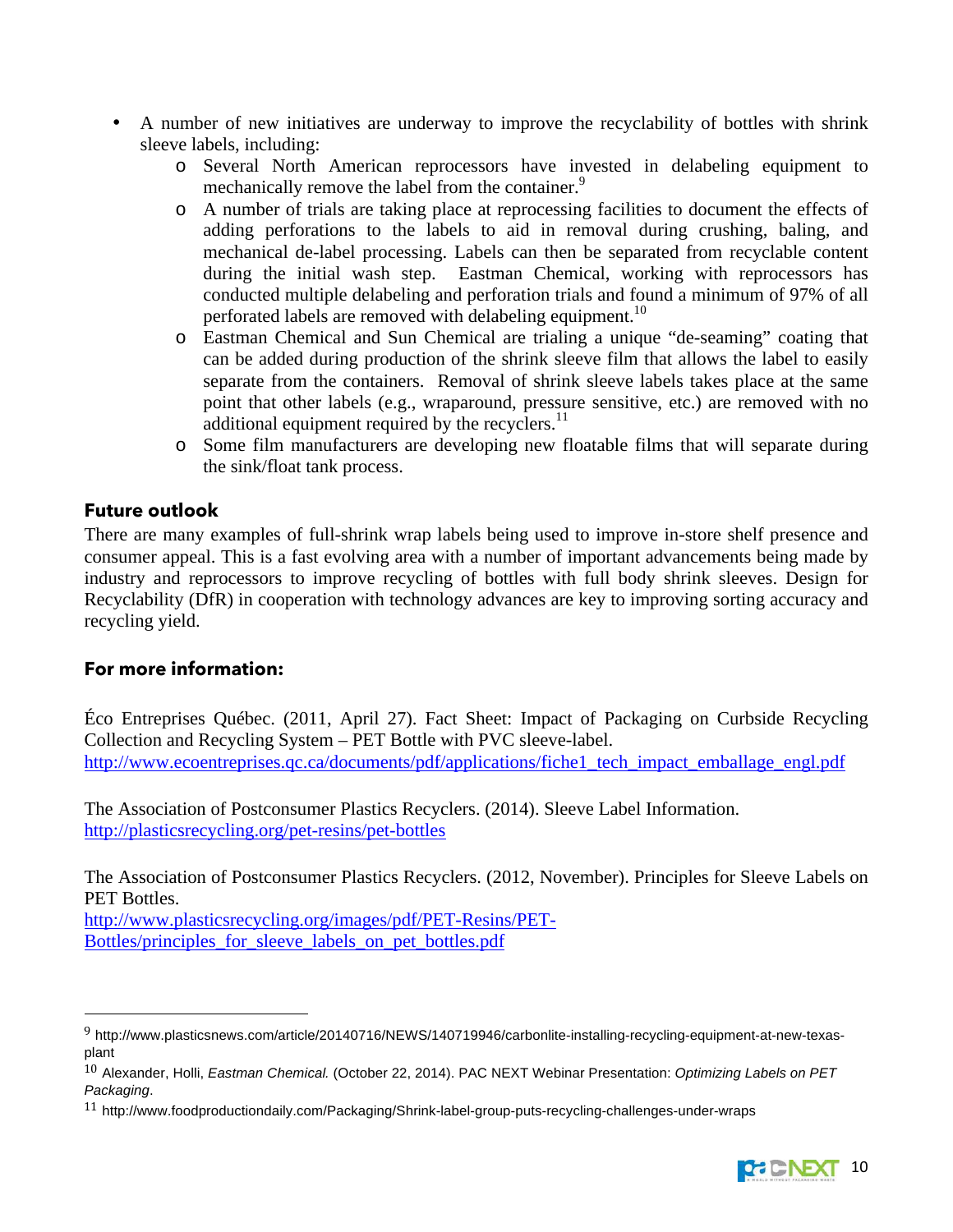- A number of new initiatives are underway to improve the recyclability of bottles with shrink sleeve labels, including:
    - Several North American reprocessors have invested in delabeling equipment to mechanically remove the label from the container.[9]
    - A number of trials are taking place at reprocessing facilities to document the effects of adding perforations to the labels to aid in removal during crushing, baling, and mechanical de-label processing. Labels can then be separated from recyclable content during the initial wash step. Eastman Chemical, working with reprocessors has conducted multiple delabeling and perforation trials and found a minimum of 97% of all perforated labels are removed with delabeling equipment.[10]
    - Eastman Chemical and Sun Chemical are trialing a unique "de-seaming" coating that can be added during production of the shrink sleeve film that allows the label to easily separate from the containers. Removal of shrink sleeve labels takes place at the same point that other labels (e.g., wraparound, pressure sensitive, etc.) are removed with no additional equipment required by the recyclers.[11]
    - Some film manufacturers are developing new floatable films that will separate during the sink/float tank process.

## Future outlook

There are many examples of full-shrink wrap labels being used to improve in-store shelf presence and consumer appeal. This is a fast evolving area with a number of important advancements being made by industry and reprocessors to improve recycling of bottles with full body shrink sleeves. Design for Recyclability (DfR) in cooperation with technology advances are key to improving sorting accuracy and recycling yield.

## For more information:

Éco Entreprises Québec. (2011, April 27). Fact Sheet: Impact of Packaging on Curbside Recycling Collection and Recycling System – PET Bottle with PVC sleeve-label.
http://www.ecoentreprises.qc.ca/documents/pdf/applications/fiche1_tech_impact_emballage_engl.pdf

The Association of Postconsumer Plastics Recyclers. (2014). Sleeve Label Information.
http://plasticsrecycling.org/pet-resins/pet-bottles

The Association of Postconsumer Plastics Recyclers. (2012, November). Principles for Sleeve Labels on PET Bottles.
http://www.plasticsrecycling.org/images/pdf/PET-Resins/PET-Bottles/principles_for_sleeve_labels_on_pet_bottles.pdf

---

[9] http://www.plasticsnews.com/article/20140716/NEWS/140719946/carbonlite-installing-recycling-equipment-at-new-texas-plant

[10] Alexander, Holli, *Eastman Chemical.* (October 22, 2014). PAC NEXT Webinar Presentation: *Optimizing Labels on PET Packaging*.

[11] http://www.foodproductiondaily.com/Packaging/Shrink-label-group-puts-recycling-challenges-under-wraps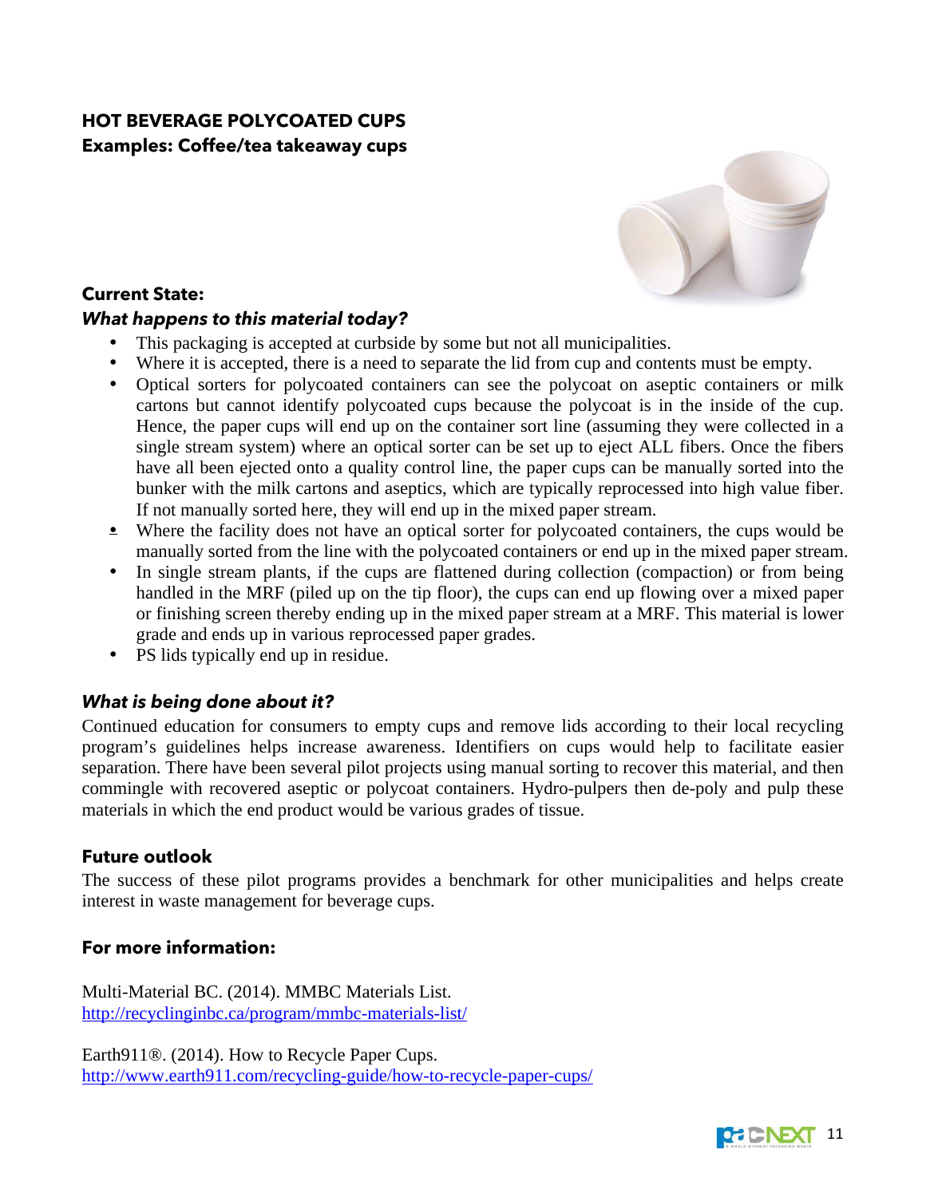## HOT BEVERAGE POLYCOATED CUPS

**Examples: Coffee/tea takeaway cups**

### Current State:

#### *What happens to this material today?*

- This packaging is accepted at curbside by some but not all municipalities.
- Where it is accepted, there is a need to separate the lid from cup and contents must be empty.
- Optical sorters for polycoated containers can see the polycoat on aseptic containers or milk cartons but cannot identify polycoated cups because the polycoat is in the inside of the cup. Hence, the paper cups will end up on the container sort line (assuming they were collected in a single stream system) where an optical sorter can be set up to eject ALL fibers. Once the fibers have all been ejected onto a quality control line, the paper cups can be manually sorted into the bunker with the milk cartons and aseptics, which are typically reprocessed into high value fiber. If not manually sorted here, they will end up in the mixed paper stream.
- Where the facility does not have an optical sorter for polycoated containers, the cups would be manually sorted from the line with the polycoated containers or end up in the mixed paper stream.
- In single stream plants, if the cups are flattened during collection (compaction) or from being handled in the MRF (piled up on the tip floor), the cups can end up flowing over a mixed paper or finishing screen thereby ending up in the mixed paper stream at a MRF. This material is lower grade and ends up in various reprocessed paper grades.
- PS lids typically end up in residue.

#### *What is being done about it?*

Continued education for consumers to empty cups and remove lids according to their local recycling program's guidelines helps increase awareness. Identifiers on cups would help to facilitate easier separation. There have been several pilot projects using manual sorting to recover this material, and then commingle with recovered aseptic or polycoat containers. Hydro-pulpers then de-poly and pulp these materials in which the end product would be various grades of tissue.

### Future outlook

The success of these pilot programs provides a benchmark for other municipalities and helps create interest in waste management for beverage cups.

### For more information:

Multi-Material BC. (2014). MMBC Materials List.
http://recyclinginbc.ca/program/mmbc-materials-list/

Earth911®. (2014). How to Recycle Paper Cups.
http://www.earth911.com/recycling-guide/how-to-recycle-paper-cups/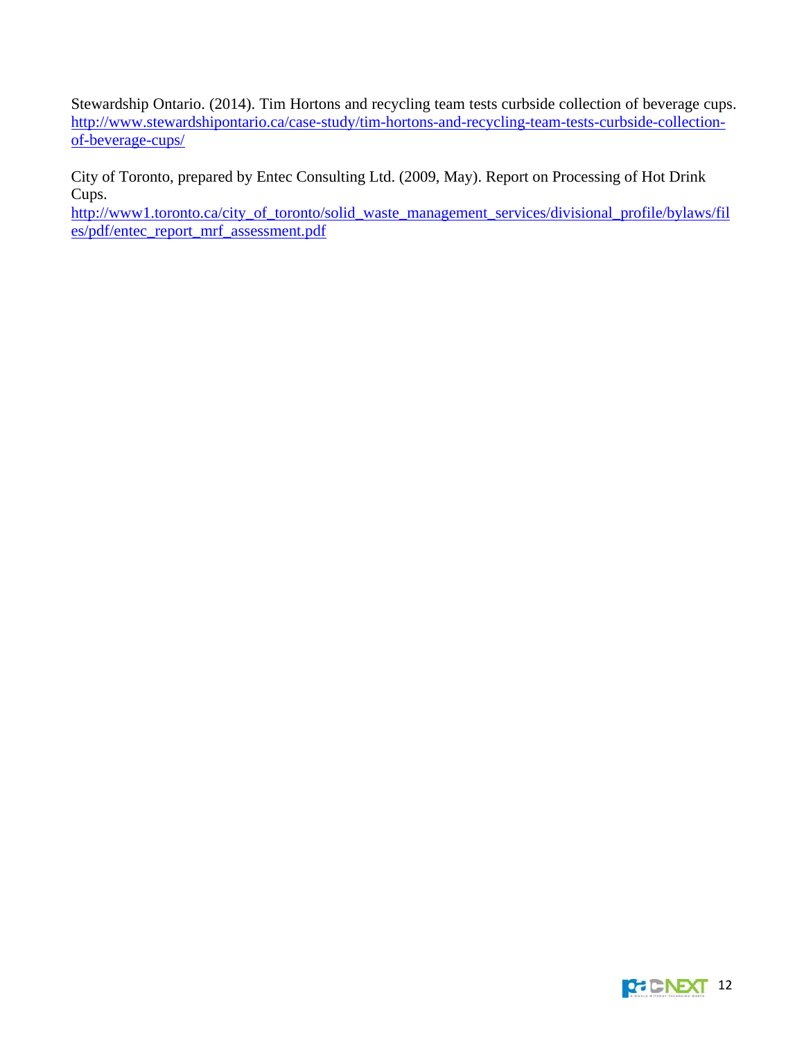Stewardship Ontario. (2014). Tim Hortons and recycling team tests curbside collection of beverage cups. http://www.stewardshipontario.ca/case-study/tim-hortons-and-recycling-team-tests-curbside-collection-of-beverage-cups/

City of Toronto, prepared by Entec Consulting Ltd. (2009, May). Report on Processing of Hot Drink Cups. http://www1.toronto.ca/city_of_toronto/solid_waste_management_services/divisional_profile/bylaws/files/pdf/entec_report_mrf_assessment.pdf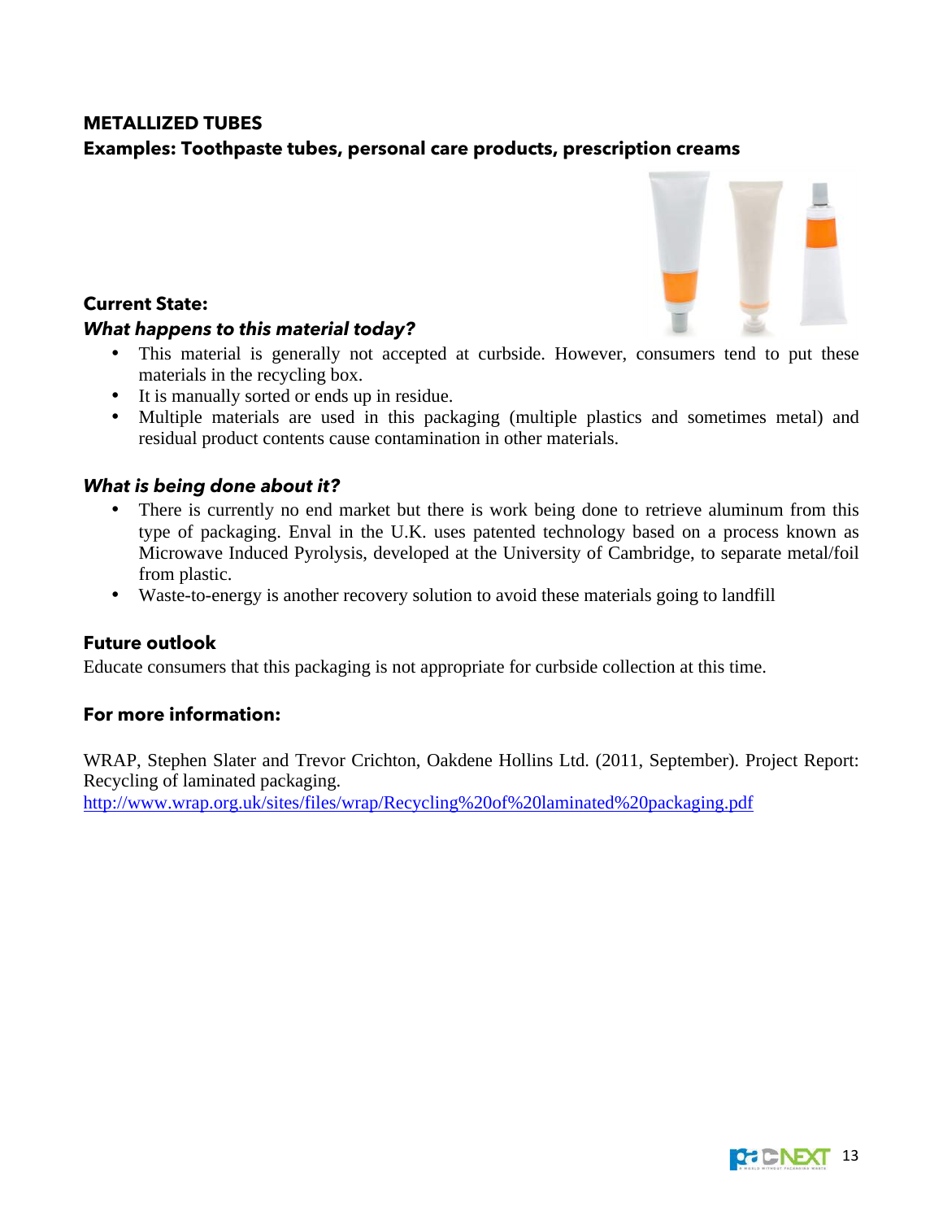## METALLIZED TUBES

### Examples: Toothpaste tubes, personal care products, prescription creams

### Current State:

***What happens to this material today?***

- This material is generally not accepted at curbside. However, consumers tend to put these materials in the recycling box.
- It is manually sorted or ends up in residue.
- Multiple materials are used in this packaging (multiple plastics and sometimes metal) and residual product contents cause contamination in other materials.

***What is being done about it?***

- There is currently no end market but there is work being done to retrieve aluminum from this type of packaging. Enval in the U.K. uses patented technology based on a process known as Microwave Induced Pyrolysis, developed at the University of Cambridge, to separate metal/foil from plastic.
- Waste-to-energy is another recovery solution to avoid these materials going to landfill

### Future outlook

Educate consumers that this packaging is not appropriate for curbside collection at this time.

### For more information:

WRAP, Stephen Slater and Trevor Crichton, Oakdene Hollins Ltd. (2011, September). Project Report: Recycling of laminated packaging.
http://www.wrap.org.uk/sites/files/wrap/Recycling%20of%20laminated%20packaging.pdf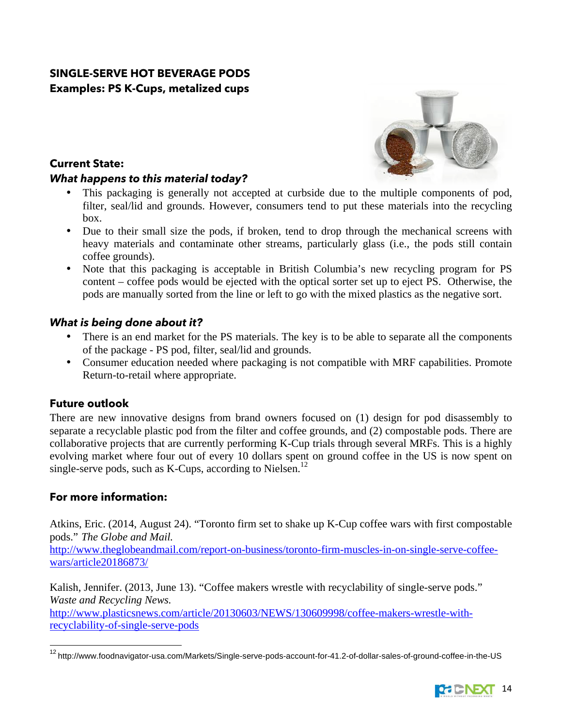## SINGLE-SERVE HOT BEVERAGE PODS

**Examples: PS K-Cups, metalized cups**

### Current State:

***What happens to this material today?***

- This packaging is generally not accepted at curbside due to the multiple components of pod, filter, seal/lid and grounds. However, consumers tend to put these materials into the recycling box.
- Due to their small size the pods, if broken, tend to drop through the mechanical screens with heavy materials and contaminate other streams, particularly glass (i.e., the pods still contain coffee grounds).
- Note that this packaging is acceptable in British Columbia's new recycling program for PS content – coffee pods would be ejected with the optical sorter set up to eject PS. Otherwise, the pods are manually sorted from the line or left to go with the mixed plastics as the negative sort.

***What is being done about it?***

- There is an end market for the PS materials. The key is to be able to separate all the components of the package - PS pod, filter, seal/lid and grounds.
- Consumer education needed where packaging is not compatible with MRF capabilities. Promote Return-to-retail where appropriate.

### Future outlook

There are new innovative designs from brand owners focused on (1) design for pod disassembly to separate a recyclable plastic pod from the filter and coffee grounds, and (2) compostable pods. There are collaborative projects that are currently performing K-Cup trials through several MRFs. This is a highly evolving market where four out of every 10 dollars spent on ground coffee in the US is now spent on single-serve pods, such as K-Cups, according to Nielsen.[12]

### For more information:

Atkins, Eric. (2014, August 24). "Toronto firm set to shake up K-Cup coffee wars with first compostable pods." *The Globe and Mail.*
http://www.theglobeandmail.com/report-on-business/toronto-firm-muscles-in-on-single-serve-coffee-wars/article20186873/

Kalish, Jennifer. (2013, June 13). "Coffee makers wrestle with recyclability of single-serve pods." *Waste and Recycling News.*
http://www.plasticsnews.com/article/20130603/NEWS/130609998/coffee-makers-wrestle-with-recyclability-of-single-serve-pods

---

[12] http://www.foodnavigator-usa.com/Markets/Single-serve-pods-account-for-41.2-of-dollar-sales-of-ground-coffee-in-the-US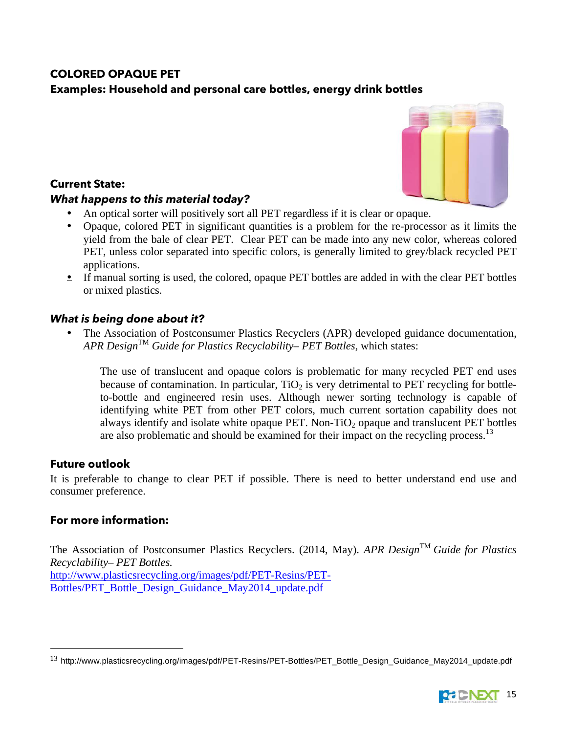## COLORED OPAQUE PET

**Examples: Household and personal care bottles, energy drink bottles**

### Current State:

#### *What happens to this material today?*

- An optical sorter will positively sort all PET regardless if it is clear or opaque.
- Opaque, colored PET in significant quantities is a problem for the re-processor as it limits the yield from the bale of clear PET. Clear PET can be made into any new color, whereas colored PET, unless color separated into specific colors, is generally limited to grey/black recycled PET applications.
- If manual sorting is used, the colored, opaque PET bottles are added in with the clear PET bottles or mixed plastics.

#### *What is being done about it?*

- The Association of Postconsumer Plastics Recyclers (APR) developed guidance documentation, *APR Design™ Guide for Plastics Recyclability– PET Bottles*, which states:

> The use of translucent and opaque colors is problematic for many recycled PET end uses because of contamination. In particular, $TiO_2$ is very detrimental to PET recycling for bottle-to-bottle and engineered resin uses. Although newer sorting technology is capable of identifying white PET from other PET colors, much current sortation capability does not always identify and isolate white opaque PET. Non-$TiO_2$ opaque and translucent PET bottles are also problematic and should be examined for their impact on the recycling process.[13]

### Future outlook

It is preferable to change to clear PET if possible. There is need to better understand end use and consumer preference.

### For more information:

The Association of Postconsumer Plastics Recyclers. (2014, May). *APR Design™ Guide for Plastics Recyclability– PET Bottles.*
http://www.plasticsrecycling.org/images/pdf/PET-Resins/PET-Bottles/PET_Bottle_Design_Guidance_May2014_update.pdf

---

[13] http://www.plasticsrecycling.org/images/pdf/PET-Resins/PET-Bottles/PET_Bottle_Design_Guidance_May2014_update.pdf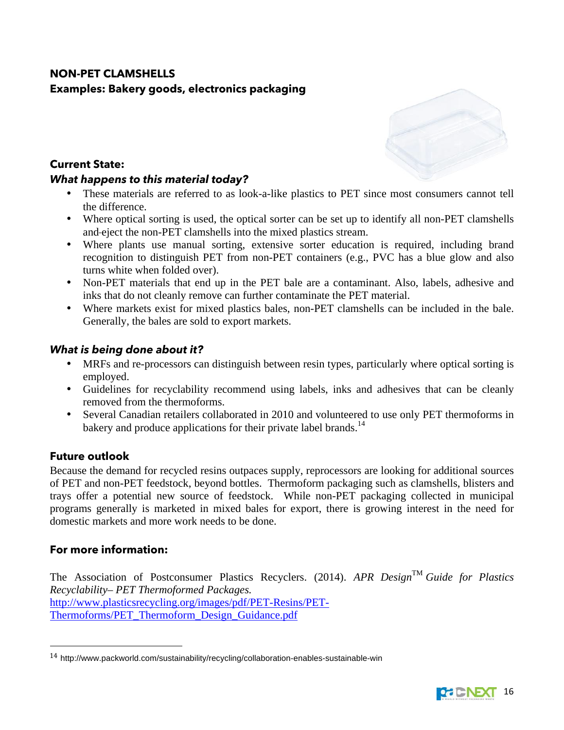## NON-PET CLAMSHELLS

**Examples: Bakery goods, electronics packaging**

### Current State:

***What happens to this material today?***

- These materials are referred to as look-a-like plastics to PET since most consumers cannot tell the difference.
- Where optical sorting is used, the optical sorter can be set up to identify all non-PET clamshells and eject the non-PET clamshells into the mixed plastics stream.
- Where plants use manual sorting, extensive sorter education is required, including brand recognition to distinguish PET from non-PET containers (e.g., PVC has a blue glow and also turns white when folded over).
- Non-PET materials that end up in the PET bale are a contaminant. Also, labels, adhesive and inks that do not cleanly remove can further contaminate the PET material.
- Where markets exist for mixed plastics bales, non-PET clamshells can be included in the bale. Generally, the bales are sold to export markets.

***What is being done about it?***

- MRFs and re-processors can distinguish between resin types, particularly where optical sorting is employed.
- Guidelines for recyclability recommend using labels, inks and adhesives that can be cleanly removed from the thermoforms.
- Several Canadian retailers collaborated in 2010 and volunteered to use only PET thermoforms in bakery and produce applications for their private label brands.[14]

### Future outlook

Because the demand for recycled resins outpaces supply, reprocessors are looking for additional sources of PET and non-PET feedstock, beyond bottles. Thermoform packaging such as clamshells, blisters and trays offer a potential new source of feedstock. While non-PET packaging collected in municipal programs generally is marketed in mixed bales for export, there is growing interest in the need for domestic markets and more work needs to be done.

### For more information:

The Association of Postconsumer Plastics Recyclers. (2014). *APR Design™ Guide for Plastics Recyclability– PET Thermoformed Packages.* http://www.plasticsrecycling.org/images/pdf/PET-Resins/PET-Thermoforms/PET_Thermoform_Design_Guidance.pdf

[14] http://www.packworld.com/sustainability/recycling/collaboration-enables-sustainable-win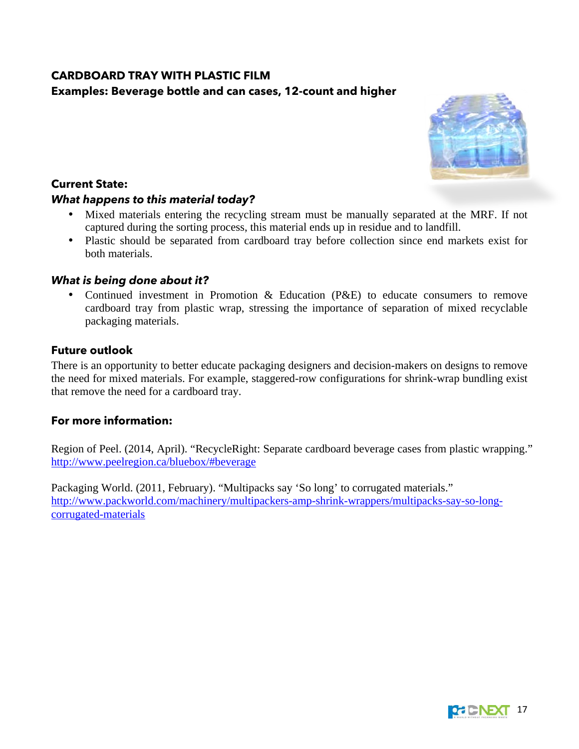## CARDBOARD TRAY WITH PLASTIC FILM

**Examples: Beverage bottle and can cases, 12-count and higher**

### Current State:

***What happens to this material today?***

- Mixed materials entering the recycling stream must be manually separated at the MRF. If not captured during the sorting process, this material ends up in residue and to landfill.
- Plastic should be separated from cardboard tray before collection since end markets exist for both materials.

***What is being done about it?***

- Continued investment in Promotion & Education (P&E) to educate consumers to remove cardboard tray from plastic wrap, stressing the importance of separation of mixed recyclable packaging materials.

### Future outlook

There is an opportunity to better educate packaging designers and decision-makers on designs to remove the need for mixed materials. For example, staggered-row configurations for shrink-wrap bundling exist that remove the need for a cardboard tray.

### For more information:

Region of Peel. (2014, April). “RecycleRight: Separate cardboard beverage cases from plastic wrapping.” http://www.peelregion.ca/bluebox/#beverage

Packaging World. (2011, February). “Multipacks say ‘So long’ to corrugated materials.” http://www.packworld.com/machinery/multipackers-amp-shrink-wrappers/multipacks-say-so-long-corrugated-materials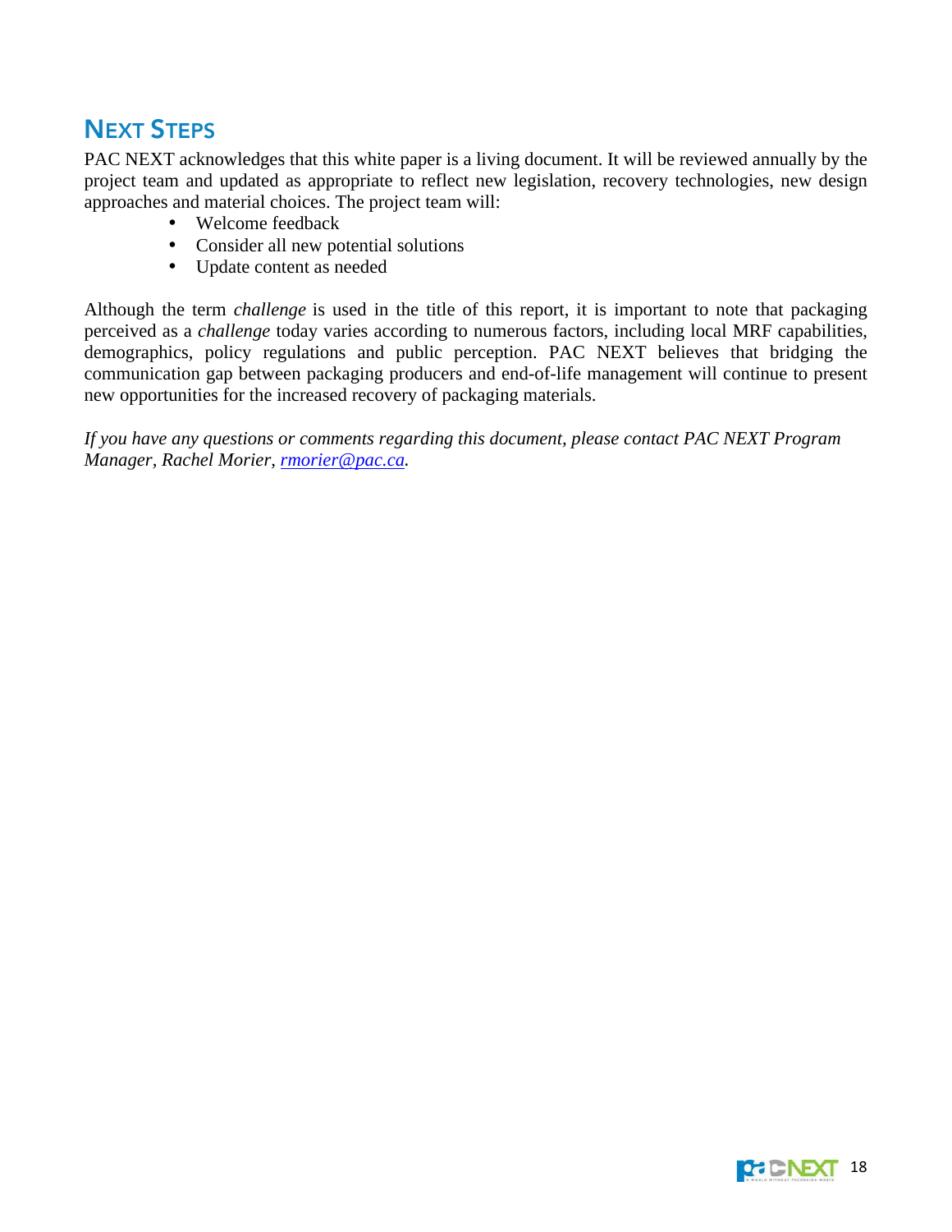## NEXT STEPS

PAC NEXT acknowledges that this white paper is a living document. It will be reviewed annually by the project team and updated as appropriate to reflect new legislation, recovery technologies, new design approaches and material choices. The project team will:

- Welcome feedback
- Consider all new potential solutions
- Update content as needed

Although the term *challenge* is used in the title of this report, it is important to note that packaging perceived as a *challenge* today varies according to numerous factors, including local MRF capabilities, demographics, policy regulations and public perception. PAC NEXT believes that bridging the communication gap between packaging producers and end-of-life management will continue to present new opportunities for the increased recovery of packaging materials.

*If you have any questions or comments regarding this document, please contact PAC NEXT Program Manager, Rachel Morier, [rmorier@pac.ca](mailto:rmorier@pac.ca).*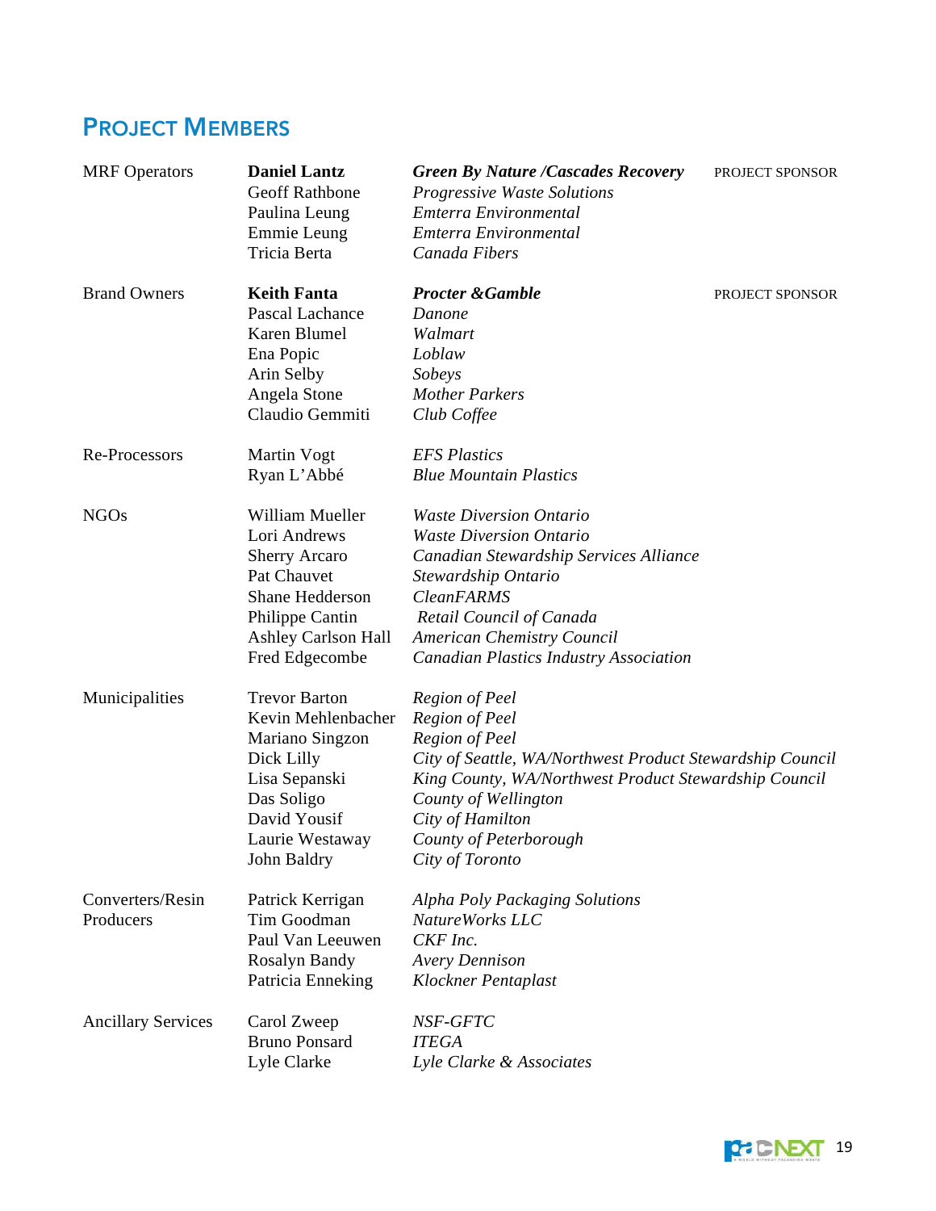## PROJECT MEMBERS

| | | | |
|---|---|---|---|
| MRF Operators | **Daniel Lantz** | ***Green By Nature /Cascades Recovery*** | PROJECT SPONSOR |
| | Geoff Rathbone | *Progressive Waste Solutions* | |
| | Paulina Leung | *Emterra Environmental* | |
| | Emmie Leung | *Emterra Environmental* | |
| | Tricia Berta | *Canada Fibers* | |
| Brand Owners | **Keith Fanta** | ***Procter &Gamble*** | PROJECT SPONSOR |
| | Pascal Lachance | *Danone* | |
| | Karen Blumel | *Walmart* | |
| | Ena Popic | *Loblaw* | |
| | Arin Selby | *Sobeys* | |
| | Angela Stone | *Mother Parkers* | |
| | Claudio Gemmiti | *Club Coffee* | |
| Re-Processors | Martin Vogt | *EFS Plastics* | |
| | Ryan L'Abbé | *Blue Mountain Plastics* | |
| NGOs | William Mueller | *Waste Diversion Ontario* | |
| | Lori Andrews | *Waste Diversion Ontario* | |
| | Sherry Arcaro | *Canadian Stewardship Services Alliance* | |
| | Pat Chauvet | *Stewardship Ontario* | |
| | Shane Hedderson | *CleanFARMS* | |
| | Philippe Cantin | *Retail Council of Canada* | |
| | Ashley Carlson Hall | *American Chemistry Council* | |
| | Fred Edgecombe | *Canadian Plastics Industry Association* | |
| Municipalities | Trevor Barton | *Region of Peel* | |
| | Kevin Mehlenbacher | *Region of Peel* | |
| | Mariano Singzon | *Region of Peel* | |
| | Dick Lilly | *City of Seattle, WA/Northwest Product Stewardship Council* | |
| | Lisa Sepanski | *King County, WA/Northwest Product Stewardship Council* | |
| | Das Soligo | *County of Wellington* | |
| | David Yousif | *City of Hamilton* | |
| | Laurie Westaway | *County of Peterborough* | |
| | John Baldry | *City of Toronto* | |
| Converters/Resin Producers | Patrick Kerrigan | *Alpha Poly Packaging Solutions* | |
| | Tim Goodman | *NatureWorks LLC* | |
| | Paul Van Leeuwen | *CKF Inc.* | |
| | Rosalyn Bandy | *Avery Dennison* | |
| | Patricia Enneking | *Klockner Pentaplast* | |
| Ancillary Services | Carol Zweep | *NSF-GFTC* | |
| | Bruno Ponsard | *ITEGA* | |
| | Lyle Clarke | *Lyle Clarke & Associates* | |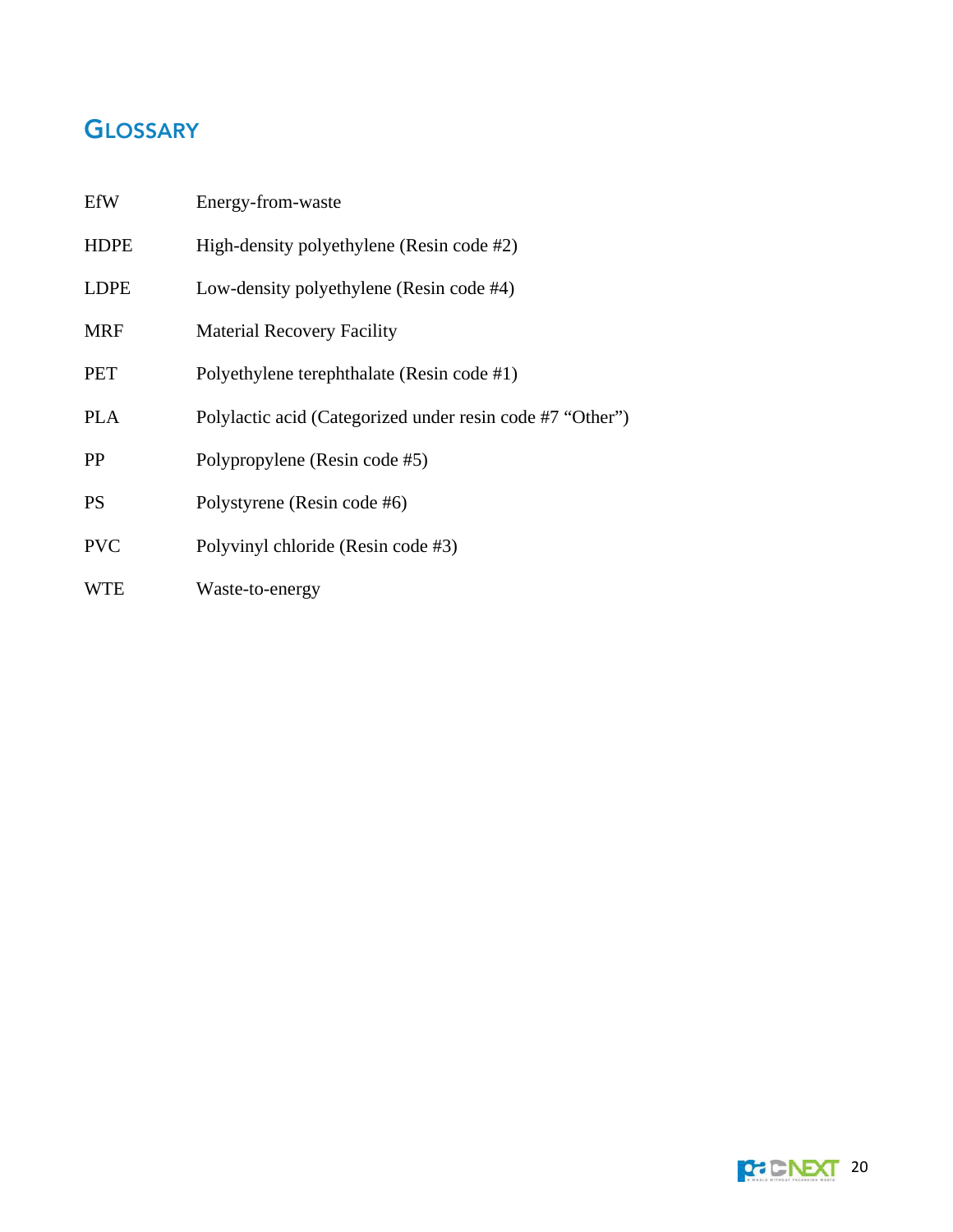## Glossary

| | |
|---|---|
| EfW | Energy-from-waste |
| HDPE | High-density polyethylene (Resin code #2) |
| LDPE | Low-density polyethylene (Resin code #4) |
| MRF | Material Recovery Facility |
| PET | Polyethylene terephthalate (Resin code #1) |
| PLA | Polylactic acid (Categorized under resin code #7 "Other") |
| PP | Polypropylene (Resin code #5) |
| PS | Polystyrene (Resin code #6) |
| PVC | Polyvinyl chloride (Resin code #3) |
| WTE | Waste-to-energy |